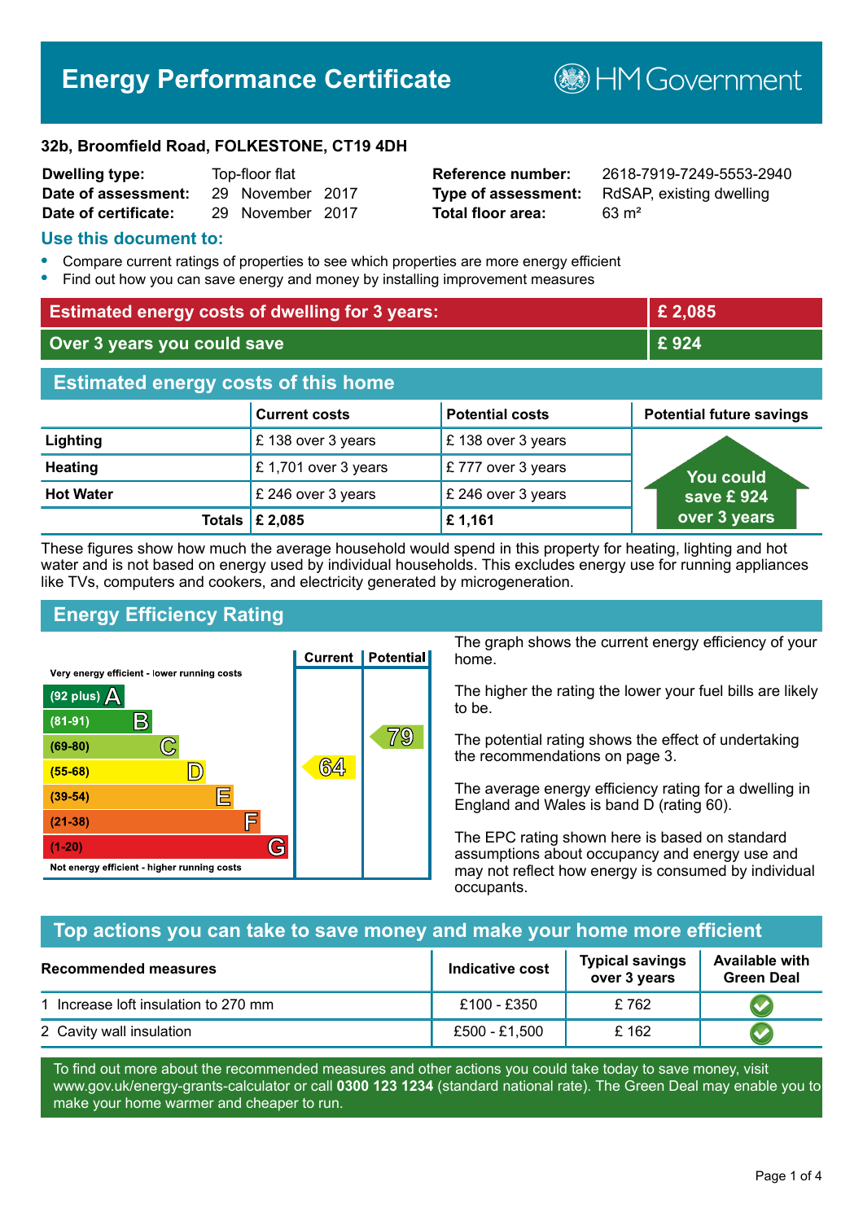# Energy Performance Certificate

HM Government

**32b, Broomfield Road, FOLKESTONE, CT19 4DH**

| | | | |
|---|---|---|---|
| **Dwelling type:** | Top-floor flat | **Reference number:** | 2618-7919-7249-5553-2940 |
| **Date of assessment:** | 29 November 2017 | **Type of assessment:** | RdSAP, existing dwelling |
| **Date of certificate:** | 29 November 2017 | **Total floor area:** | 63 m² |

## Use this document to:

- Compare current ratings of properties to see which properties are more energy efficient
- Find out how you can save energy and money by installing improvement measures

| | |
|---|---|
| **Estimated energy costs of dwelling for 3 years:** | **£ 2,085** |
| **Over 3 years you could save** | **£ 924** |

## Estimated energy costs of this home

| | Current costs | Potential costs | Potential future savings |
|---|---|---|---|
| **Lighting** | £ 138 over 3 years | £ 138 over 3 years | You could save £ 924 over 3 years |
| **Heating** | £ 1,701 over 3 years | £ 777 over 3 years | |
| **Hot Water** | £ 246 over 3 years | £ 246 over 3 years | |
| **Totals** | **£ 2,085** | **£ 1,161** | |

These figures show how much the average household would spend in this property for heating, lighting and hot water and is not based on energy used by individual households. This excludes energy use for running appliances like TVs, computers and cookers, and electricity generated by microgeneration.

## Energy Efficiency Rating

| Rating band | Current | Potential |
|---|---|---|
| Very energy efficient - lower running costs | | |
| (92 plus) A | | |
| (81-91) B | | |
| (69-80) C | | 79 |
| (55-68) D | 64 | |
| (39-54) E | | |
| (21-38) F | | |
| (1-20) G | | |
| Not energy efficient - higher running costs | | |

The graph shows the current energy efficiency of your home.

The higher the rating the lower your fuel bills are likely to be.

The potential rating shows the effect of undertaking the recommendations on page 3.

The average energy efficiency rating for a dwelling in England and Wales is band D (rating 60).

The EPC rating shown here is based on standard assumptions about occupancy and energy use and may not reflect how energy is consumed by individual occupants.

## Top actions you can take to save money and make your home more efficient

| Recommended measures | Indicative cost | Typical savings over 3 years | Available with Green Deal |
|---|---|---|---|
| 1 Increase loft insulation to 270 mm | £100 - £350 | £ 762 | ✔ |
| 2 Cavity wall insulation | £500 - £1,500 | £ 162 | ✔ |

To find out more about the recommended measures and other actions you could take today to save money, visit www.gov.uk/energy-grants-calculator or call **0300 123 1234** (standard national rate). The Green Deal may enable you to make your home warmer and cheaper to run.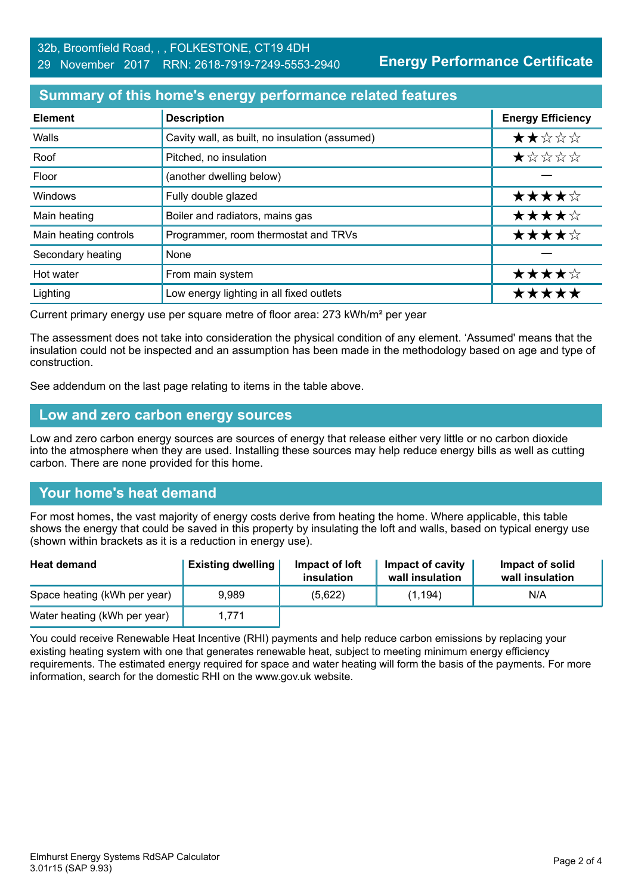32b, Broomfield Road, , , FOLKESTONE, CT19 4DH
29 November 2017 RRN: 2618-7919-7249-5553-2940

**Energy Performance Certificate**

## Summary of this home's energy performance related features

| Element | Description | Energy Efficiency |
|---|---|---|
| Walls | Cavity wall, as built, no insulation (assumed) | ★★☆☆☆ |
| Roof | Pitched, no insulation | ★☆☆☆☆ |
| Floor | (another dwelling below) | — |
| Windows | Fully double glazed | ★★★★☆ |
| Main heating | Boiler and radiators, mains gas | ★★★★☆ |
| Main heating controls | Programmer, room thermostat and TRVs | ★★★★☆ |
| Secondary heating | None | — |
| Hot water | From main system | ★★★★☆ |
| Lighting | Low energy lighting in all fixed outlets | ★★★★★ |

Current primary energy use per square metre of floor area: 273 kWh/m² per year

The assessment does not take into consideration the physical condition of any element. 'Assumed' means that the insulation could not be inspected and an assumption has been made in the methodology based on age and type of construction.

See addendum on the last page relating to items in the table above.

## Low and zero carbon energy sources

Low and zero carbon energy sources are sources of energy that release either very little or no carbon dioxide into the atmosphere when they are used. Installing these sources may help reduce energy bills as well as cutting carbon. There are none provided for this home.

## Your home's heat demand

For most homes, the vast majority of energy costs derive from heating the home. Where applicable, this table shows the energy that could be saved in this property by insulating the loft and walls, based on typical energy use (shown within brackets as it is a reduction in energy use).

| Heat demand | Existing dwelling | Impact of loft insulation | Impact of cavity wall insulation | Impact of solid wall insulation |
|---|---|---|---|---|
| Space heating (kWh per year) | 9,989 | (5,622) | (1,194) | N/A |
| Water heating (kWh per year) | 1,771 | | | |

You could receive Renewable Heat Incentive (RHI) payments and help reduce carbon emissions by replacing your existing heating system with one that generates renewable heat, subject to meeting minimum energy efficiency requirements. The estimated energy required for space and water heating will form the basis of the payments. For more information, search for the domestic RHI on the www.gov.uk website.

Elmhurst Energy Systems RdSAP Calculator
3.01r15 (SAP 9.93)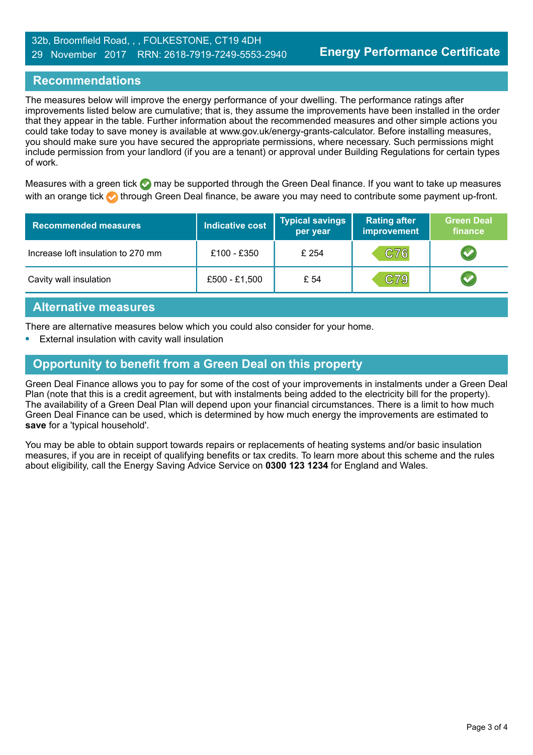32b, Broomfield Road, , , FOLKESTONE, CT19 4DH
29 November 2017 RRN: 2618-7919-7249-5553-2940

**Energy Performance Certificate**

## Recommendations

The measures below will improve the energy performance of your dwelling. The performance ratings after improvements listed below are cumulative; that is, they assume the improvements have been installed in the order that they appear in the table. Further information about the recommended measures and other simple actions you could take today to save money is available at www.gov.uk/energy-grants-calculator. Before installing measures, you should make sure you have secured the appropriate permissions, where necessary. Such permissions might include permission from your landlord (if you are a tenant) or approval under Building Regulations for certain types of work.

Measures with a green tick ✔ may be supported through the Green Deal finance. If you want to take up measures with an orange tick ✔ through Green Deal finance, be aware you may need to contribute some payment up-front.

| Recommended measures | Indicative cost | Typical savings per year | Rating after improvement | Green Deal finance |
|---|---|---|---|---|
| Increase loft insulation to 270 mm | £100 - £350 | £ 254 | C76 | ✔ |
| Cavity wall insulation | £500 - £1,500 | £ 54 | C79 | ✔ |

## Alternative measures

There are alternative measures below which you could also consider for your home.

- External insulation with cavity wall insulation

## Opportunity to benefit from a Green Deal on this property

Green Deal Finance allows you to pay for some of the cost of your improvements in instalments under a Green Deal Plan (note that this is a credit agreement, but with instalments being added to the electricity bill for the property). The availability of a Green Deal Plan will depend upon your financial circumstances. There is a limit to how much Green Deal Finance can be used, which is determined by how much energy the improvements are estimated to **save** for a 'typical household'.

You may be able to obtain support towards repairs or replacements of heating systems and/or basic insulation measures, if you are in receipt of qualifying benefits or tax credits. To learn more about this scheme and the rules about eligibility, call the Energy Saving Advice Service on **0300 123 1234** for England and Wales.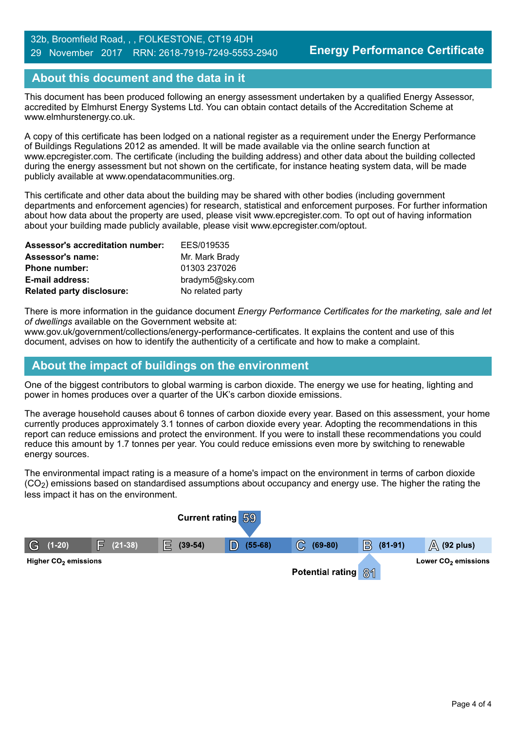32b, Broomfield Road, , , FOLKESTONE, CT19 4DH
29 November 2017 RRN: 2618-7919-7249-5553-2940

**Energy Performance Certificate**

## About this document and the data in it

This document has been produced following an energy assessment undertaken by a qualified Energy Assessor, accredited by Elmhurst Energy Systems Ltd. You can obtain contact details of the Accreditation Scheme at www.elmhurstenergy.co.uk.

A copy of this certificate has been lodged on a national register as a requirement under the Energy Performance of Buildings Regulations 2012 as amended. It will be made available via the online search function at www.epcregister.com. The certificate (including the building address) and other data about the building collected during the energy assessment but not shown on the certificate, for instance heating system data, will be made publicly available at www.opendatacommunities.org.

This certificate and other data about the building may be shared with other bodies (including government departments and enforcement agencies) for research, statistical and enforcement purposes. For further information about how data about the property are used, please visit www.epcregister.com. To opt out of having information about your building made publicly available, please visit www.epcregister.com/optout.

| | |
|---|---|
| **Assessor's accreditation number:** | EES/019535 |
| **Assessor's name:** | Mr. Mark Brady |
| **Phone number:** | 01303 237026 |
| **E-mail address:** | bradym5@sky.com |
| **Related party disclosure:** | No related party |

There is more information in the guidance document *Energy Performance Certificates for the marketing, sale and let of dwellings* available on the Government website at: www.gov.uk/government/collections/energy-performance-certificates. It explains the content and use of this document, advises on how to identify the authenticity of a certificate and how to make a complaint.

## About the impact of buildings on the environment

One of the biggest contributors to global warming is carbon dioxide. The energy we use for heating, lighting and power in homes produces over a quarter of the UK's carbon dioxide emissions.

The average household causes about 6 tonnes of carbon dioxide every year. Based on this assessment, your home currently produces approximately 3.1 tonnes of carbon dioxide every year. Adopting the recommendations in this report can reduce emissions and protect the environment. If you were to install these recommendations you could reduce this amount by 1.7 tonnes per year. You could reduce emissions even more by switching to renewable energy sources.

The environmental impact rating is a measure of a home's impact on the environment in terms of carbon dioxide ($CO_2$) emissions based on standardised assumptions about occupancy and energy use. The higher the rating the less impact it has on the environment.

Current rating 59

G (1-20)
F (21-38)
E (39-54)
D (55-68)
C (69-80)
B (81-91)
A (92 plus)

Higher $CO_2$ emissions
Lower $CO_2$ emissions

Potential rating 81